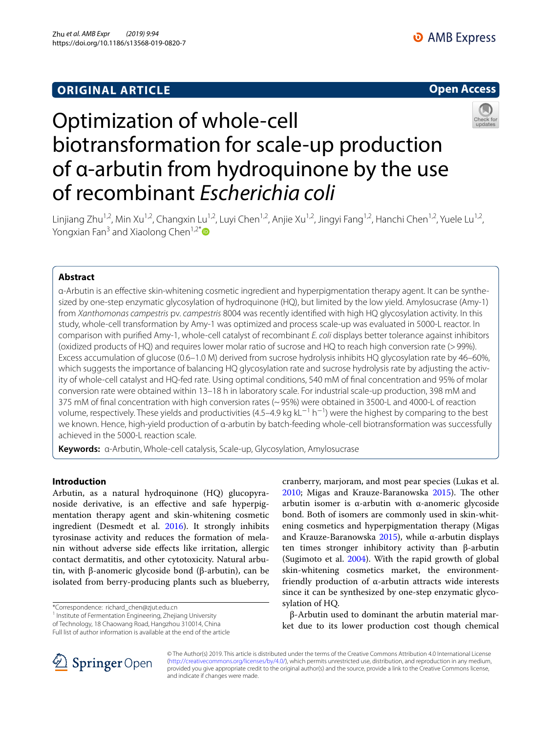ORIGINAL ARTICLE

Open Access

# Optimization of whole-cell biotransformation for scale-up production of α-arbutin from hydroquinone by the use of recombinant *Escherichia coli*

Linjiang Zhu[1,2], Min Xu[1,2], Changxin Lu[1,2], Luyi Chen[1,2], Anjie Xu[1,2], Jingyi Fang[1,2], Hanchi Chen[1,2], Yuele Lu[1,2], Yongxian Fan[3] and Xiaolong Chen[1,2*]

## Abstract

α-Arbutin is an effective skin-whitening cosmetic ingredient and hyperpigmentation therapy agent. It can be synthesized by one-step enzymatic glycosylation of hydroquinone (HQ), but limited by the low yield. Amylosucrase (Amy-1) from *Xanthomonas campestris* pv. *campestris* 8004 was recently identified with high HQ glycosylation activity. In this study, whole-cell transformation by Amy-1 was optimized and process scale-up was evaluated in 5000-L reactor. In comparison with purified Amy-1, whole-cell catalyst of recombinant *E. coli* displays better tolerance against inhibitors (oxidized products of HQ) and requires lower molar ratio of sucrose and HQ to reach high conversion rate (> 99%). Excess accumulation of glucose (0.6–1.0 M) derived from sucrose hydrolysis inhibits HQ glycosylation rate by 46–60%, which suggests the importance of balancing HQ glycosylation rate and sucrose hydrolysis rate by adjusting the activity of whole-cell catalyst and HQ-fed rate. Using optimal conditions, 540 mM of final concentration and 95% of molar conversion rate were obtained within 13–18 h in laboratory scale. For industrial scale-up production, 398 mM and 375 mM of final concentration with high conversion rates (~ 95%) were obtained in 3500-L and 4000-L of reaction volume, respectively. These yields and productivities (4.5–4.9 kg $kL^{-1}$ $h^{-1}$) were the highest by comparing to the best we known. Hence, high-yield production of α-arbutin by batch-feeding whole-cell biotransformation was successfully achieved in the 5000-L reaction scale.

**Keywords:** α-Arbutin, Whole-cell catalysis, Scale-up, Glycosylation, Amylosucrase

## Introduction

Arbutin, as a natural hydroquinone (HQ) glucopyranoside derivative, is an effective and safe hyperpigmentation therapy agent and skin-whitening cosmetic ingredient (Desmedt et al. 2016). It strongly inhibits tyrosinase activity and reduces the formation of melanin without adverse side effects like irritation, allergic contact dermatitis, and other cytotoxicity. Natural arbutin, with β-anomeric glycoside bond (β-arbutin), can be isolated from berry-producing plants such as blueberry, cranberry, marjoram, and most pear species (Lukas et al. 2010; Migas and Krauze-Baranowska 2015). The other arbutin isomer is α-arbutin with α-anomeric glycoside bond. Both of isomers are commonly used in skin-whitening cosmetics and hyperpigmentation therapy (Migas and Krauze-Baranowska 2015), while α-arbutin displays ten times stronger inhibitory activity than β-arbutin (Sugimoto et al. 2004). With the rapid growth of global skin-whitening cosmetics market, the environment-friendly production of α-arbutin attracts wide interests since it can be synthesized by one-step enzymatic glycosylation of HQ.

β-Arbutin used to dominant the arbutin material market due to its lower production cost though chemical

*Correspondence: richard_chen@zjut.edu.cn

[1] Institute of Fermentation Engineering, Zhejiang University of Technology, 18 Chaowang Road, Hangzhou 310014, China

Full list of author information is available at the end of the article

© The Author(s) 2019. This article is distributed under the terms of the Creative Commons Attribution 4.0 International License (http://creativecommons.org/licenses/by/4.0/), which permits unrestricted use, distribution, and reproduction in any medium, provided you give appropriate credit to the original author(s) and the source, provide a link to the Creative Commons license, and indicate if changes were made.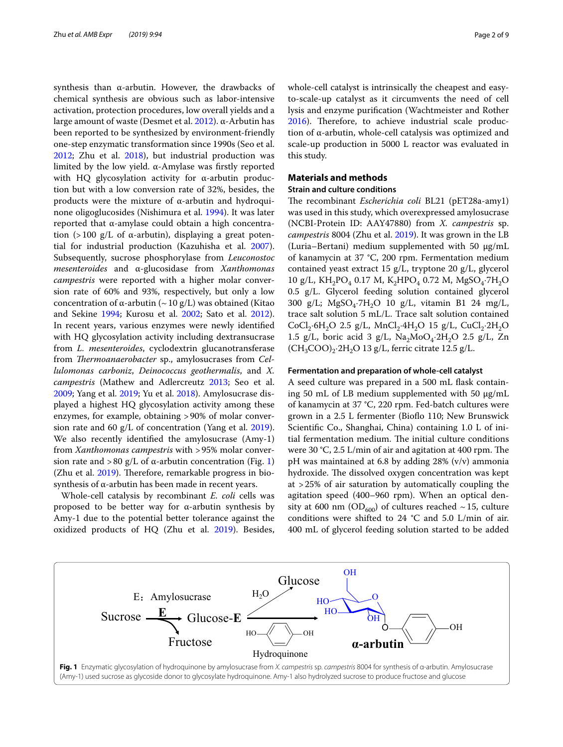synthesis than α-arbutin. However, the drawbacks of chemical synthesis are obvious such as labor-intensive activation, protection procedures, low overall yields and a large amount of waste (Desmet et al. 2012). α-Arbutin has been reported to be synthesized by environment-friendly one-step enzymatic transformation since 1990s (Seo et al. 2012; Zhu et al. 2018), but industrial production was limited by the low yield. α-Amylase was firstly reported with HQ glycosylation activity for α-arbutin production but with a low conversion rate of 32%, besides, the products were the mixture of α-arbutin and hydroquinone oligoglucosides (Nishimura et al. 1994). It was later reported that α-amylase could obtain a high concentration (>100 g/L of α-arbutin), displaying a great potential for industrial production (Kazuhisha et al. 2007). Subsequently, sucrose phosphorylase from *Leuconostoc mesenteroides* and α-glucosidase from *Xanthomonas campestris* were reported with a higher molar conversion rate of 60% and 93%, respectively, but only a low concentration of α-arbutin (~10 g/L) was obtained (Kitao and Sekine 1994; Kurosu et al. 2002; Sato et al. 2012). In recent years, various enzymes were newly identified with HQ glycosylation activity including dextransucrase from *L. mesenteroides*, cyclodextrin glucanotransferase from *Thermoanaerobacter* sp., amylosucrases from *Cellulomonas carboniz*, *Deinococcus geothermalis*, and *X. campestris* (Mathew and Adlercreutz 2013; Seo et al. 2009; Yang et al. 2019; Yu et al. 2018). Amylosucrase displayed a highest HQ glycosylation activity among these enzymes, for example, obtaining >90% of molar conversion rate and 60 g/L of concentration (Yang et al. 2019). We also recently identified the amylosucrase (Amy-1) from *Xanthomonas campestris* with >95% molar conversion rate and >80 g/L of α-arbutin concentration (Fig. 1) (Zhu et al. 2019). Therefore, remarkable progress in biosynthesis of α-arbutin has been made in recent years.

Whole-cell catalysis by recombinant *E. coli* cells was proposed to be better way for α-arbutin synthesis by Amy-1 due to the potential better tolerance against the oxidized products of HQ (Zhu et al. 2019). Besides, whole-cell catalyst is intrinsically the cheapest and easy-to-scale-up catalyst as it circumvents the need of cell lysis and enzyme purification (Wachtmeister and Rother 2016). Therefore, to achieve industrial scale production of α-arbutin, whole-cell catalysis was optimized and scale-up production in 5000 L reactor was evaluated in this study.

## Materials and methods

### Strain and culture conditions

The recombinant *Escherichia coli* BL21 (pET28a-amy1) was used in this study, which overexpressed amylosucrase (NCBI-Protein ID: AAY47880) from *X. campestris* sp. *campestris* 8004 (Zhu et al. 2019). It was grown in the LB (Luria–Bertani) medium supplemented with 50 μg/mL of kanamycin at 37 °C, 200 rpm. Fermentation medium contained yeast extract 15 g/L, tryptone 20 g/L, glycerol 10 g/L, $KH_2PO_4$ 0.17 M, $K_2HPO_4$ 0.72 M, $MgSO_4{\cdot}7H_2O$ 0.5 g/L. Glycerol feeding solution contained glycerol 300 g/L; $MgSO_4{\cdot}7H_2O$ 10 g/L, vitamin B1 24 mg/L, trace salt solution 5 mL/L. Trace salt solution contained $CoCl_2{\cdot}6H_2O$ 2.5 g/L, $MnCl_2{\cdot}4H_2O$ 15 g/L, $CuCl_2{\cdot}2H_2O$ 1.5 g/L, boric acid 3 g/L, $Na_2MoO_4{\cdot}2H_2O$ 2.5 g/L, Zn $(CH_3COO)_2{\cdot}2H_2O$ 13 g/L, ferric citrate 12.5 g/L.

### Fermentation and preparation of whole-cell catalyst

A seed culture was prepared in a 500 mL flask containing 50 mL of LB medium supplemented with 50 μg/mL of kanamycin at 37 °C, 220 rpm. Fed-batch cultures were grown in a 2.5 L fermenter (Bioflo 110; New Brunswick Scientific Co., Shanghai, China) containing 1.0 L of initial fermentation medium. The initial culture conditions were 30 °C, 2.5 L/min of air and agitation at 400 rpm. The pH was maintained at 6.8 by adding 28% (v/v) ammonia hydroxide. The dissolved oxygen concentration was kept at >25% of air saturation by automatically coupling the agitation speed (400–960 rpm). When an optical density at 600 nm ($OD_{600}$) of cultures reached ~15, culture conditions were shifted to 24 °C and 5.0 L/min of air. 400 mL of glycerol feeding solution started to be added

**Fig. 1** Enzymatic glycosylation of hydroquinone by amylosucrase from *X. campestris* sp. *campestris* 8004 for synthesis of α-arbutin. Amylosucrase (Amy-1) used sucrose as glycoside donor to glycosylate hydroquinone. Amy-1 also hydrolyzed sucrose to produce fructose and glucose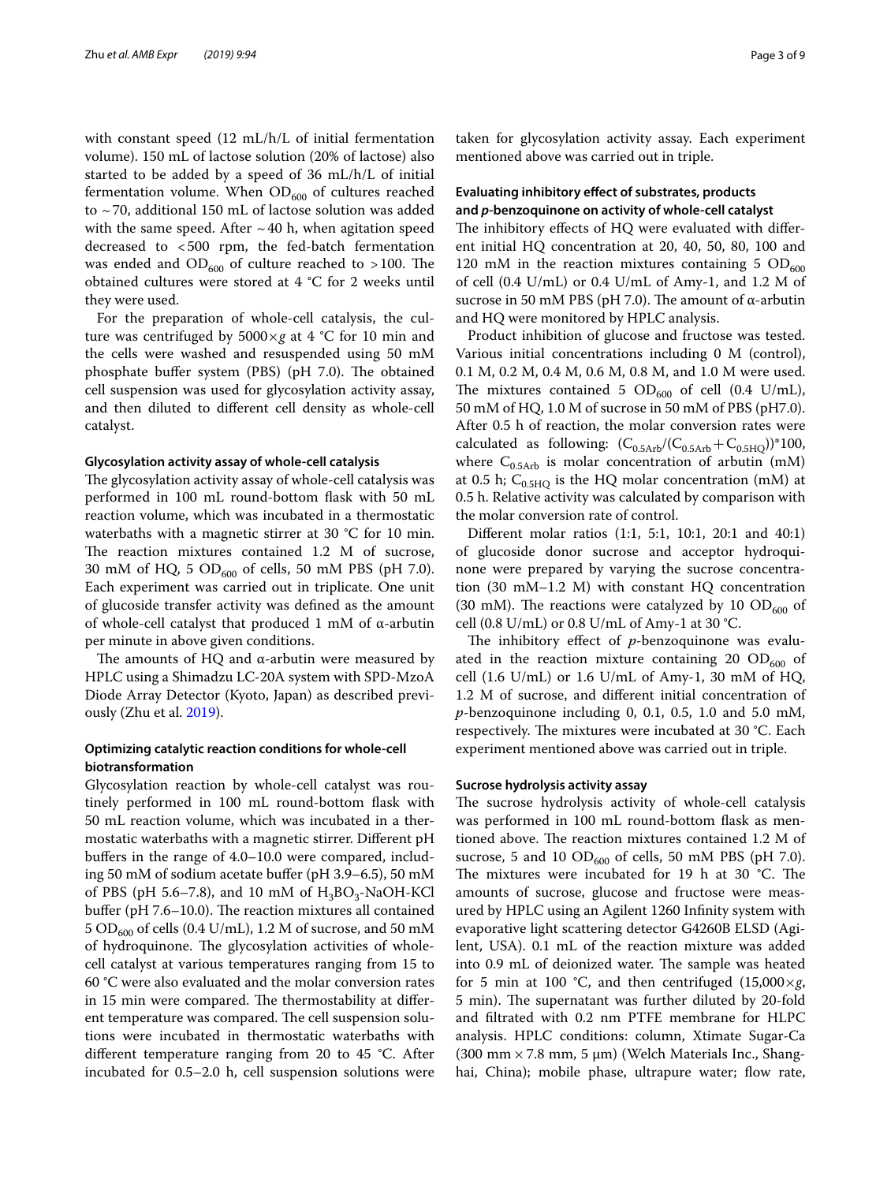with constant speed (12 mL/h/L of initial fermentation volume). 150 mL of lactose solution (20% of lactose) also started to be added by a speed of 36 mL/h/L of initial fermentation volume. When $OD_{600}$ of cultures reached to ~ 70, additional 150 mL of lactose solution was added with the same speed. After ~ 40 h, when agitation speed decreased to < 500 rpm, the fed-batch fermentation was ended and $OD_{600}$ of culture reached to > 100. The obtained cultures were stored at 4 °C for 2 weeks until they were used.

For the preparation of whole-cell catalysis, the culture was centrifuged by 5000×*g* at 4 °C for 10 min and the cells were washed and resuspended using 50 mM phosphate buffer system (PBS) (pH 7.0). The obtained cell suspension was used for glycosylation activity assay, and then diluted to different cell density as whole-cell catalyst.

### Glycosylation activity assay of whole-cell catalysis

The glycosylation activity assay of whole-cell catalysis was performed in 100 mL round-bottom flask with 50 mL reaction volume, which was incubated in a thermostatic waterbaths with a magnetic stirrer at 30 °C for 10 min. The reaction mixtures contained 1.2 M of sucrose, 30 mM of HQ, 5 $OD_{600}$ of cells, 50 mM PBS (pH 7.0). Each experiment was carried out in triplicate. One unit of glucoside transfer activity was defined as the amount of whole-cell catalyst that produced 1 mM of α-arbutin per minute in above given conditions.

The amounts of HQ and α-arbutin were measured by HPLC using a Shimadzu LC-20A system with SPD-MzoA Diode Array Detector (Kyoto, Japan) as described previously (Zhu et al. 2019).

### Optimizing catalytic reaction conditions for whole-cell biotransformation

Glycosylation reaction by whole-cell catalyst was routinely performed in 100 mL round-bottom flask with 50 mL reaction volume, which was incubated in a thermostatic waterbaths with a magnetic stirrer. Different pH buffers in the range of 4.0–10.0 were compared, including 50 mM of sodium acetate buffer (pH 3.9–6.5), 50 mM of PBS (pH 5.6–7.8), and 10 mM of $H_3BO_3$-NaOH-KCl buffer (pH 7.6–10.0). The reaction mixtures all contained 5 $OD_{600}$ of cells (0.4 U/mL), 1.2 M of sucrose, and 50 mM of hydroquinone. The glycosylation activities of whole-cell catalyst at various temperatures ranging from 15 to 60 °C were also evaluated and the molar conversion rates in 15 min were compared. The thermostability at different temperature was compared. The cell suspension solutions were incubated in thermostatic waterbaths with different temperature ranging from 20 to 45 °C. After incubated for 0.5–2.0 h, cell suspension solutions were taken for glycosylation activity assay. Each experiment mentioned above was carried out in triple.

### Evaluating inhibitory effect of substrates, products and *p*-benzoquinone on activity of whole-cell catalyst

The inhibitory effects of HQ were evaluated with different initial HQ concentration at 20, 40, 50, 80, 100 and 120 mM in the reaction mixtures containing 5 $OD_{600}$ of cell (0.4 U/mL) or 0.4 U/mL of Amy-1, and 1.2 M of sucrose in 50 mM PBS (pH 7.0). The amount of α-arbutin and HQ were monitored by HPLC analysis.

Product inhibition of glucose and fructose was tested. Various initial concentrations including 0 M (control), 0.1 M, 0.2 M, 0.4 M, 0.6 M, 0.8 M, and 1.0 M were used. The mixtures contained 5 $OD_{600}$ of cell (0.4 U/mL), 50 mM of HQ, 1.0 M of sucrose in 50 mM of PBS (pH7.0). After 0.5 h of reaction, the molar conversion rates were calculated as following: $(C_{0.5Arb}/(C_{0.5Arb}+C_{0.5HQ}))*100$, where $C_{0.5Arb}$ is molar concentration of arbutin (mM) at 0.5 h; $C_{0.5HQ}$ is the HQ molar concentration (mM) at 0.5 h. Relative activity was calculated by comparison with the molar conversion rate of control.

Different molar ratios (1:1, 5:1, 10:1, 20:1 and 40:1) of glucoside donor sucrose and acceptor hydroquinone were prepared by varying the sucrose concentration (30 mM–1.2 M) with constant HQ concentration (30 mM). The reactions were catalyzed by 10 $OD_{600}$ of cell (0.8 U/mL) or 0.8 U/mL of Amy-1 at 30 °C.

The inhibitory effect of *p*-benzoquinone was evaluated in the reaction mixture containing 20 $OD_{600}$ of cell (1.6 U/mL) or 1.6 U/mL of Amy-1, 30 mM of HQ, 1.2 M of sucrose, and different initial concentration of *p*-benzoquinone including 0, 0.1, 0.5, 1.0 and 5.0 mM, respectively. The mixtures were incubated at 30 °C. Each experiment mentioned above was carried out in triple.

### Sucrose hydrolysis activity assay

The sucrose hydrolysis activity of whole-cell catalysis was performed in 100 mL round-bottom flask as mentioned above. The reaction mixtures contained 1.2 M of sucrose, 5 and 10 $OD_{600}$ of cells, 50 mM PBS (pH 7.0). The mixtures were incubated for 19 h at 30 °C. The amounts of sucrose, glucose and fructose were measured by HPLC using an Agilent 1260 Infinity system with evaporative light scattering detector G4260B ELSD (Agilent, USA). 0.1 mL of the reaction mixture was added into 0.9 mL of deionized water. The sample was heated for 5 min at 100 °C, and then centrifuged (15,000×*g*, 5 min). The supernatant was further diluted by 20-fold and filtrated with 0.2 nm PTFE membrane for HLPC analysis. HPLC conditions: column, Xtimate Sugar-Ca (300 mm × 7.8 mm, 5 μm) (Welch Materials Inc., Shanghai, China); mobile phase, ultrapure water; flow rate,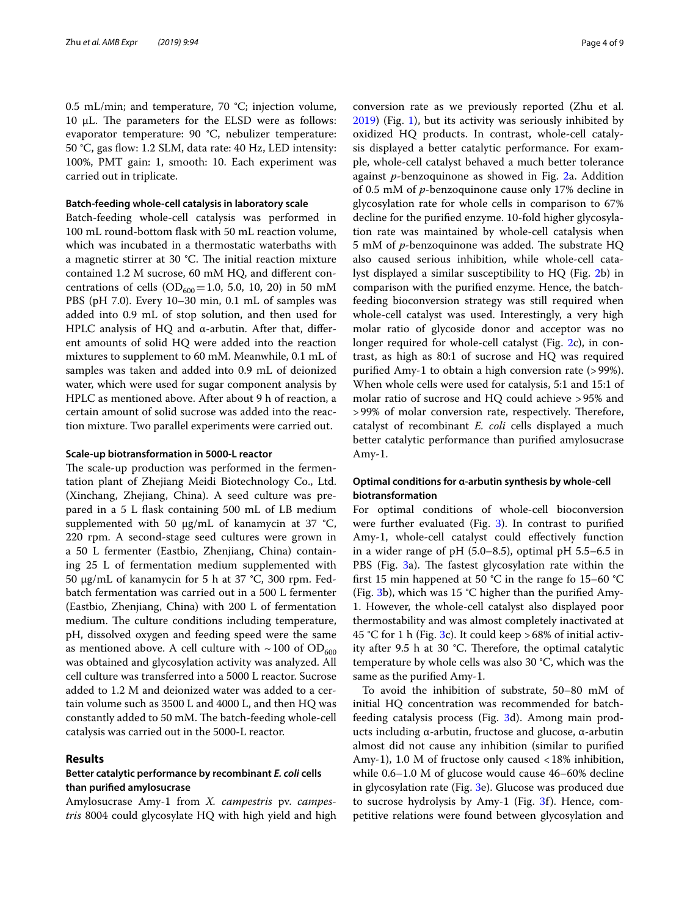0.5 mL/min; and temperature, 70 °C; injection volume, 10 μL. The parameters for the ELSD were as follows: evaporator temperature: 90 °C, nebulizer temperature: 50 °C, gas flow: 1.2 SLM, data rate: 40 Hz, LED intensity: 100%, PMT gain: 1, smooth: 10. Each experiment was carried out in triplicate.

### Batch-feeding whole-cell catalysis in laboratory scale

Batch-feeding whole-cell catalysis was performed in 100 mL round-bottom flask with 50 mL reaction volume, which was incubated in a thermostatic waterbaths with a magnetic stirrer at 30 °C. The initial reaction mixture contained 1.2 M sucrose, 60 mM HQ, and different concentrations of cells ($OD_{600}$ = 1.0, 5.0, 10, 20) in 50 mM PBS (pH 7.0). Every 10–30 min, 0.1 mL of samples was added into 0.9 mL of stop solution, and then used for HPLC analysis of HQ and α-arbutin. After that, different amounts of solid HQ were added into the reaction mixtures to supplement to 60 mM. Meanwhile, 0.1 mL of samples was taken and added into 0.9 mL of deionized water, which were used for sugar component analysis by HPLC as mentioned above. After about 9 h of reaction, a certain amount of solid sucrose was added into the reaction mixture. Two parallel experiments were carried out.

### Scale-up biotransformation in 5000-L reactor

The scale-up production was performed in the fermentation plant of Zhejiang Meidi Biotechnology Co., Ltd. (Xinchang, Zhejiang, China). A seed culture was prepared in a 5 L flask containing 500 mL of LB medium supplemented with 50 μg/mL of kanamycin at 37 °C, 220 rpm. A second-stage seed cultures were grown in a 50 L fermenter (Eastbio, Zhenjiang, China) containing 25 L of fermentation medium supplemented with 50 μg/mL of kanamycin for 5 h at 37 °C, 300 rpm. Fed-batch fermentation was carried out in a 500 L fermenter (Eastbio, Zhenjiang, China) with 200 L of fermentation medium. The culture conditions including temperature, pH, dissolved oxygen and feeding speed were the same as mentioned above. A cell culture with ~ 100 of $OD_{600}$ was obtained and glycosylation activity was analyzed. All cell culture was transferred into a 5000 L reactor. Sucrose added to 1.2 M and deionized water was added to a certain volume such as 3500 L and 4000 L, and then HQ was constantly added to 50 mM. The batch-feeding whole-cell catalysis was carried out in the 5000-L reactor.

## Results

### Better catalytic performance by recombinant *E. coli* cells than purified amylosucrase

Amylosucrase Amy-1 from *X. campestris* pv. *campestris* 8004 could glycosylate HQ with high yield and high conversion rate as we previously reported (Zhu et al. 2019) (Fig. 1), but its activity was seriously inhibited by oxidized HQ products. In contrast, whole-cell catalysis displayed a better catalytic performance. For example, whole-cell catalyst behaved a much better tolerance against *p*-benzoquinone as showed in Fig. 2a. Addition of 0.5 mM of *p*-benzoquinone cause only 17% decline in glycosylation rate for whole cells in comparison to 67% decline for the purified enzyme. 10-fold higher glycosylation rate was maintained by whole-cell catalysis when 5 mM of *p*-benzoquinone was added. The substrate HQ also caused serious inhibition, while whole-cell catalyst displayed a similar susceptibility to HQ (Fig. 2b) in comparison with the purified enzyme. Hence, the batch-feeding bioconversion strategy was still required when whole-cell catalyst was used. Interestingly, a very high molar ratio of glycoside donor and acceptor was no longer required for whole-cell catalyst (Fig. 2c), in contrast, as high as 80:1 of sucrose and HQ was required purified Amy-1 to obtain a high conversion rate (> 99%). When whole cells were used for catalysis, 5:1 and 15:1 of molar ratio of sucrose and HQ could achieve > 95% and > 99% of molar conversion rate, respectively. Therefore, catalyst of recombinant *E. coli* cells displayed a much better catalytic performance than purified amylosucrase Amy-1.

### Optimal conditions for α-arbutin synthesis by whole-cell biotransformation

For optimal conditions of whole-cell bioconversion were further evaluated (Fig. 3). In contrast to purified Amy-1, whole-cell catalyst could effectively function in a wider range of pH (5.0–8.5), optimal pH 5.5–6.5 in PBS (Fig. 3a). The fastest glycosylation rate within the first 15 min happened at 50 °C in the range fo 15–60 °C (Fig. 3b), which was 15 °C higher than the purified Amy-1. However, the whole-cell catalyst also displayed poor thermostability and was almost completely inactivated at 45 °C for 1 h (Fig. 3c). It could keep > 68% of initial activity after 9.5 h at 30 °C. Therefore, the optimal catalytic temperature by whole cells was also 30 °C, which was the same as the purified Amy-1.

To avoid the inhibition of substrate, 50–80 mM of initial HQ concentration was recommended for batch-feeding catalysis process (Fig. 3d). Among main products including α-arbutin, fructose and glucose, α-arbutin almost did not cause any inhibition (similar to purified Amy-1), 1.0 M of fructose only caused < 18% inhibition, while 0.6–1.0 M of glucose would cause 46–60% decline in glycosylation rate (Fig. 3e). Glucose was produced due to sucrose hydrolysis by Amy-1 (Fig. 3f). Hence, competitive relations were found between glycosylation and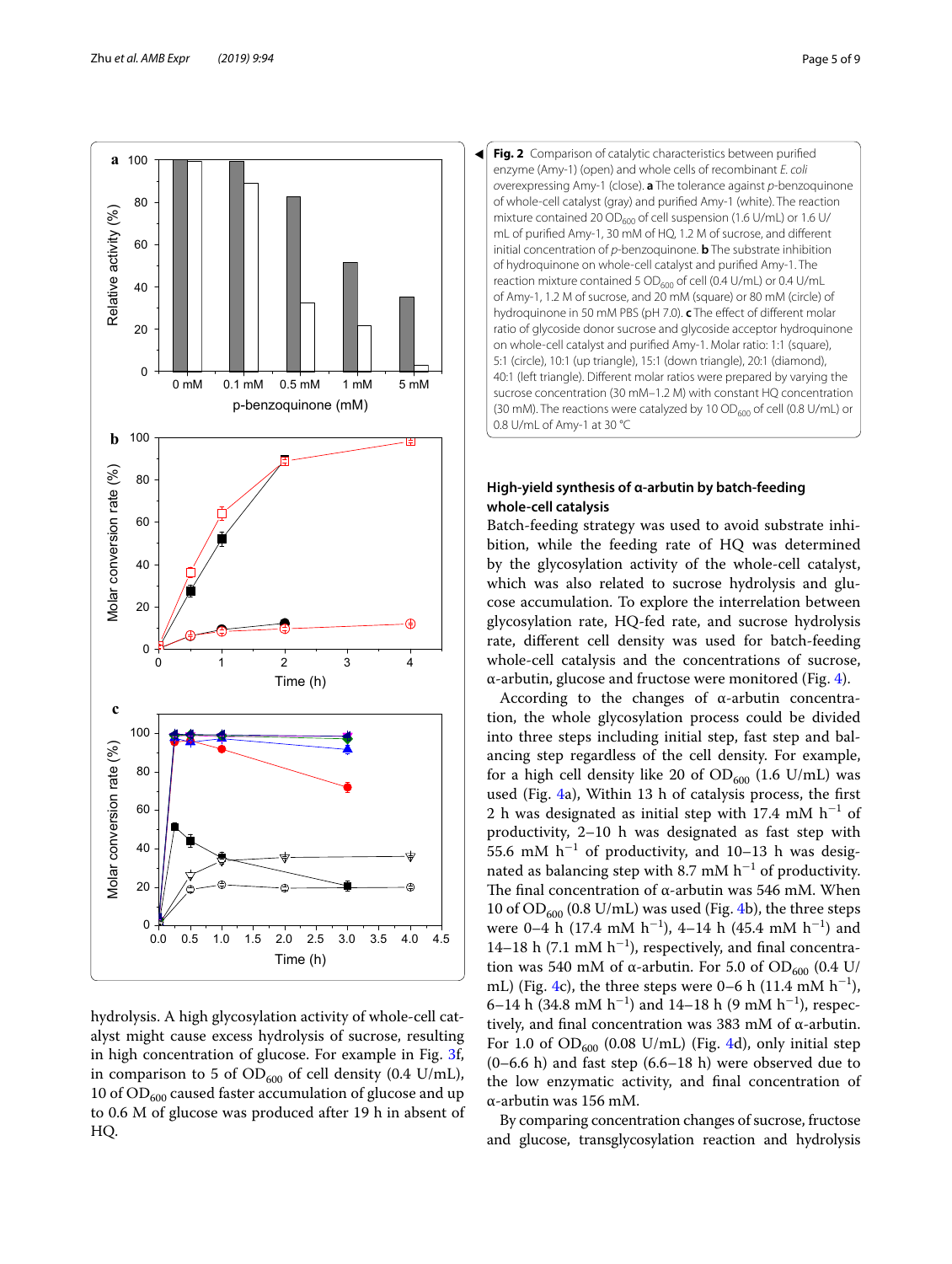**Fig. 2** Comparison of catalytic characteristics between purified enzyme (Amy-1) (open) and whole cells of recombinant *E. coli* overexpressing Amy-1 (close). **a** The tolerance against *p*-benzoquinone of whole-cell catalyst (gray) and purified Amy-1 (white). The reaction mixture contained 20 $OD_{600}$ of cell suspension (1.6 U/mL) or 1.6 U/mL of purified Amy-1, 30 mM of HQ, 1.2 M of sucrose, and different initial concentration of *p*-benzoquinone. **b** The substrate inhibition of hydroquinone on whole-cell catalyst and purified Amy-1. The reaction mixture contained 5 $OD_{600}$ of cell (0.4 U/mL) or 0.4 U/mL of Amy-1, 1.2 M of sucrose, and 20 mM (square) or 80 mM (circle) of hydroquinone in 50 mM PBS (pH 7.0). **c** The effect of different molar ratio of glycoside donor sucrose and glycoside acceptor hydroquinone on whole-cell catalyst and purified Amy-1. Molar ratio: 1:1 (square), 5:1 (circle), 10:1 (up triangle), 15:1 (down triangle), 20:1 (diamond), 40:1 (left triangle). Different molar ratios were prepared by varying the sucrose concentration (30 mM–1.2 M) with constant HQ concentration (30 mM). The reactions were catalyzed by 10 $OD_{600}$ of cell (0.8 U/mL) or 0.8 U/mL of Amy-1 at 30 °C

hydrolysis. A high glycosylation activity of whole-cell catalyst might cause excess hydrolysis of sucrose, resulting in high concentration of glucose. For example in Fig. 3f, in comparison to 5 of $OD_{600}$ of cell density (0.4 U/mL), 10 of $OD_{600}$ caused faster accumulation of glucose and up to 0.6 M of glucose was produced after 19 h in absent of HQ.

### High-yield synthesis of α-arbutin by batch-feeding whole-cell catalysis

Batch-feeding strategy was used to avoid substrate inhibition, while the feeding rate of HQ was determined by the glycosylation activity of the whole-cell catalyst, which was also related to sucrose hydrolysis and glucose accumulation. To explore the interrelation between glycosylation rate, HQ-fed rate, and sucrose hydrolysis rate, different cell density was used for batch-feeding whole-cell catalysis and the concentrations of sucrose, α-arbutin, glucose and fructose were monitored (Fig. 4).

According to the changes of α-arbutin concentration, the whole glycosylation process could be divided into three steps including initial step, fast step and balancing step regardless of the cell density. For example, for a high cell density like 20 of $OD_{600}$ (1.6 U/mL) was used (Fig. 4a), Within 13 h of catalysis process, the first 2 h was designated as initial step with 17.4 mM $h^{-1}$ of productivity, 2–10 h was designated as fast step with 55.6 mM $h^{-1}$ of productivity, and 10–13 h was designated as balancing step with 8.7 mM $h^{-1}$ of productivity. The final concentration of α-arbutin was 546 mM. When 10 of $OD_{600}$ (0.8 U/mL) was used (Fig. 4b), the three steps were 0–4 h (17.4 mM $h^{-1}$), 4–14 h (45.4 mM $h^{-1}$) and 14–18 h (7.1 mM $h^{-1}$), respectively, and final concentration was 540 mM of α-arbutin. For 5.0 of $OD_{600}$ (0.4 U/mL) (Fig. 4c), the three steps were 0–6 h (11.4 mM $h^{-1}$), 6–14 h (34.8 mM $h^{-1}$) and 14–18 h (9 mM $h^{-1}$), respectively, and final concentration was 383 mM of α-arbutin. For 1.0 of $OD_{600}$ (0.08 U/mL) (Fig. 4d), only initial step (0–6.6 h) and fast step (6.6–18 h) were observed due to the low enzymatic activity, and final concentration of α-arbutin was 156 mM.

By comparing concentration changes of sucrose, fructose and glucose, transglycosylation reaction and hydrolysis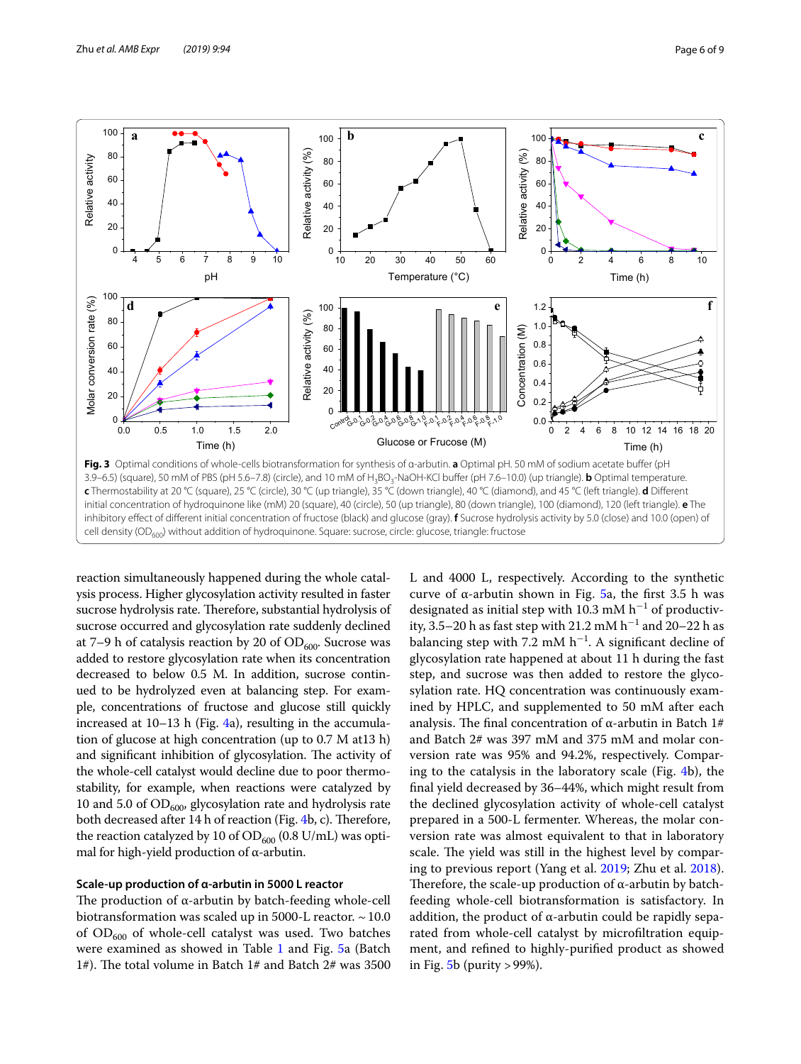**Fig. 3** Optimal conditions of whole-cells biotransformation for synthesis of α-arbutin. **a** Optimal pH. 50 mM of sodium acetate buffer (pH 3.9–6.5) (square), 50 mM of PBS (pH 5.6–7.8) (circle), and 10 mM of $H_3BO_3$-NaOH-KCl buffer (pH 7.6–10.0) (up triangle). **b** Optimal temperature. **c** Thermostability at 20 °C (square), 25 °C (circle), 30 °C (up triangle), 35 °C (down triangle), 40 °C (diamond), and 45 °C (left triangle). **d** Different initial concentration of hydroquinone like (mM) 20 (square), 40 (circle), 50 (up triangle), 80 (down triangle), 100 (diamond), 120 (left triangle). **e** The inhibitory effect of different initial concentration of fructose (black) and glucose (gray). **f** Sucrose hydrolysis activity by 5.0 (close) and 10.0 (open) of cell density ($OD_{600}$) without addition of hydroquinone. Square: sucrose, circle: glucose, triangle: fructose

reaction simultaneously happened during the whole catalysis process. Higher glycosylation activity resulted in faster sucrose hydrolysis rate. Therefore, substantial hydrolysis of sucrose occurred and glycosylation rate suddenly declined at 7–9 h of catalysis reaction by 20 of $OD_{600}$. Sucrose was added to restore glycosylation rate when its concentration decreased to below 0.5 M. In addition, sucrose continued to be hydrolyzed even at balancing step. For example, concentrations of fructose and glucose still quickly increased at 10–13 h (Fig. 4a), resulting in the accumulation of glucose at high concentration (up to 0.7 M at13 h) and significant inhibition of glycosylation. The activity of the whole-cell catalyst would decline due to poor thermostability, for example, when reactions were catalyzed by 10 and 5.0 of $OD_{600}$, glycosylation rate and hydrolysis rate both decreased after 14 h of reaction (Fig. 4b, c). Therefore, the reaction catalyzed by 10 of $OD_{600}$ (0.8 U/mL) was optimal for high-yield production of α-arbutin.

### Scale-up production of α-arbutin in 5000 L reactor

The production of α-arbutin by batch-feeding whole-cell biotransformation was scaled up in 5000-L reactor. ~ 10.0 of $OD_{600}$ of whole-cell catalyst was used. Two batches were examined as showed in Table 1 and Fig. 5a (Batch 1#). The total volume in Batch 1# and Batch 2# was 3500 L and 4000 L, respectively. According to the synthetic curve of α-arbutin shown in Fig. 5a, the first 3.5 h was designated as initial step with 10.3 mM $h^{-1}$ of productivity, 3.5–20 h as fast step with 21.2 mM $h^{-1}$ and 20–22 h as balancing step with 7.2 mM $h^{-1}$. A significant decline of glycosylation rate happened at about 11 h during the fast step, and sucrose was then added to restore the glycosylation rate. HQ concentration was continuously examined by HPLC, and supplemented to 50 mM after each analysis. The final concentration of α-arbutin in Batch 1# and Batch 2# was 397 mM and 375 mM and molar conversion rate was 95% and 94.2%, respectively. Comparing to the catalysis in the laboratory scale (Fig. 4b), the final yield decreased by 36–44%, which might result from the declined glycosylation activity of whole-cell catalyst prepared in a 500-L fermenter. Whereas, the molar conversion rate was almost equivalent to that in laboratory scale. The yield was still in the highest level by comparing to previous report (Yang et al. 2019; Zhu et al. 2018). Therefore, the scale-up production of α-arbutin by batch-feeding whole-cell biotransformation is satisfactory. In addition, the product of α-arbutin could be rapidly separated from whole-cell catalyst by microfiltration equipment, and refined to highly-purified product as showed in Fig. 5b (purity > 99%).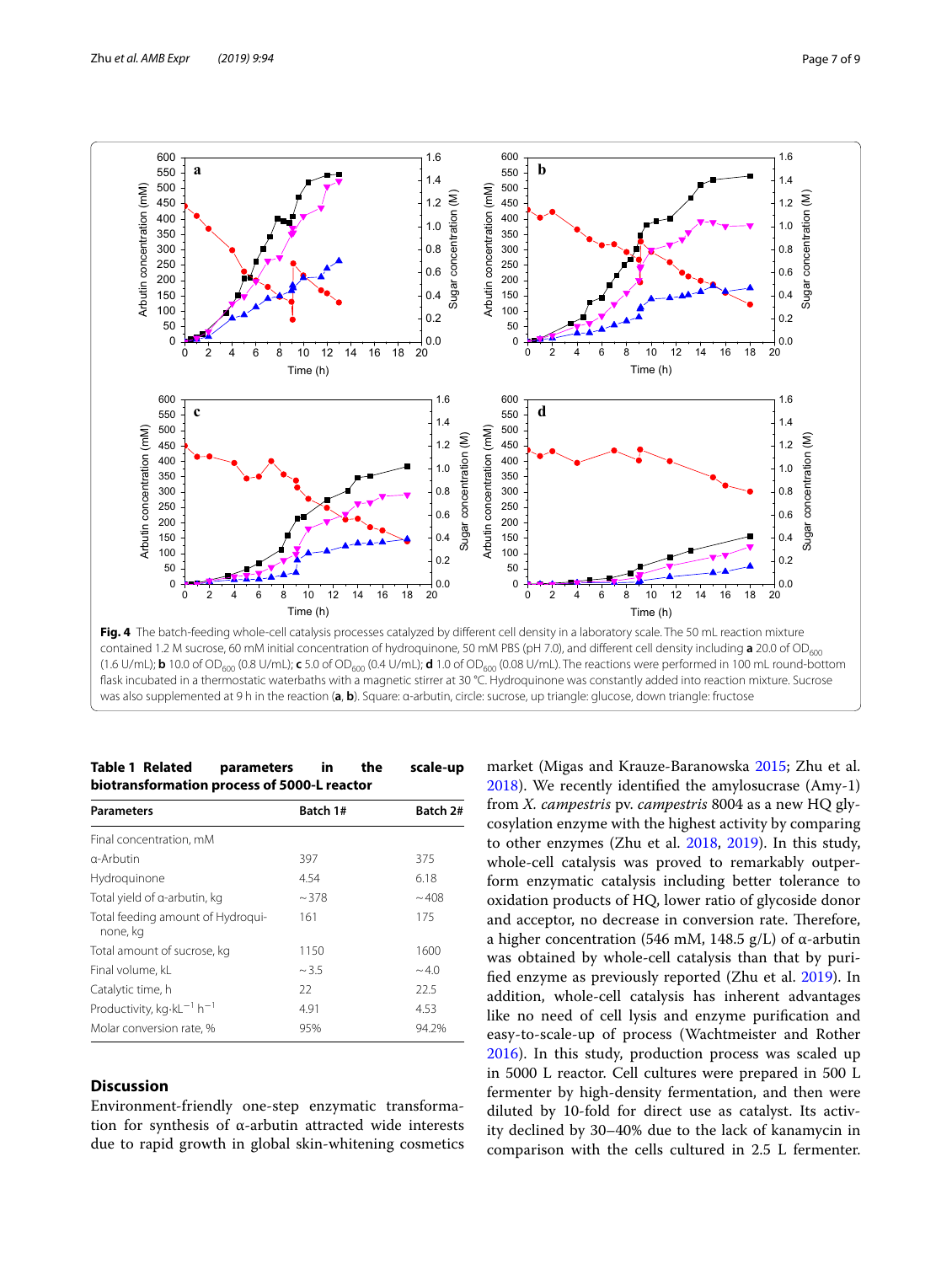**Fig. 4** The batch-feeding whole-cell catalysis processes catalyzed by different cell density in a laboratory scale. The 50 mL reaction mixture contained 1.2 M sucrose, 60 mM initial concentration of hydroquinone, 50 mM PBS (pH 7.0), and different cell density including **a** 20.0 of $OD_{600}$ (1.6 U/mL); **b** 10.0 of $OD_{600}$ (0.8 U/mL); **c** 5.0 of $OD_{600}$ (0.4 U/mL); **d** 1.0 of $OD_{600}$ (0.08 U/mL). The reactions were performed in 100 mL round-bottom flask incubated in a thermostatic waterbaths with a magnetic stirrer at 30 °C. Hydroquinone was constantly added into reaction mixture. Sucrose was also supplemented at 9 h in the reaction (**a**, **b**). Square: α-arbutin, circle: sucrose, up triangle: glucose, down triangle: fructose

**Table 1 Related parameters in the scale-up biotransformation process of 5000-L reactor**

| Parameters | Batch 1# | Batch 2# |
|---|---|---|
| Final concentration, mM | | |
| α-Arbutin | 397 | 375 |
| Hydroquinone | 4.54 | 6.18 |
| Total yield of α-arbutin, kg | ~378 | ~408 |
| Total feeding amount of Hydroquinone, kg | 161 | 175 |
| Total amount of sucrose, kg | 1150 | 1600 |
| Final volume, kL | ~3.5 | ~4.0 |
| Catalytic time, h | 22 | 22.5 |
| Productivity, $kg{\cdot}kL^{-1}\ h^{-1}$ | 4.91 | 4.53 |
| Molar conversion rate, % | 95% | 94.2% |

## Discussion

Environment-friendly one-step enzymatic transformation for synthesis of α-arbutin attracted wide interests due to rapid growth in global skin-whitening cosmetics market (Migas and Krauze-Baranowska 2015; Zhu et al. 2018). We recently identified the amylosucrase (Amy-1) from *X. campestris* pv. *campestris* 8004 as a new HQ glycosylation enzyme with the highest activity by comparing to other enzymes (Zhu et al. 2018, 2019). In this study, whole-cell catalysis was proved to remarkably outperform enzymatic catalysis including better tolerance to oxidation products of HQ, lower ratio of glycoside donor and acceptor, no decrease in conversion rate. Therefore, a higher concentration (546 mM, 148.5 g/L) of α-arbutin was obtained by whole-cell catalysis than that by purified enzyme as previously reported (Zhu et al. 2019). In addition, whole-cell catalysis has inherent advantages like no need of cell lysis and enzyme purification and easy-to-scale-up of process (Wachtmeister and Rother 2016). In this study, production process was scaled up in 5000 L reactor. Cell cultures were prepared in 500 L fermenter by high-density fermentation, and then were diluted by 10-fold for direct use as catalyst. Its activity declined by 30–40% due to the lack of kanamycin in comparison with the cells cultured in 2.5 L fermenter.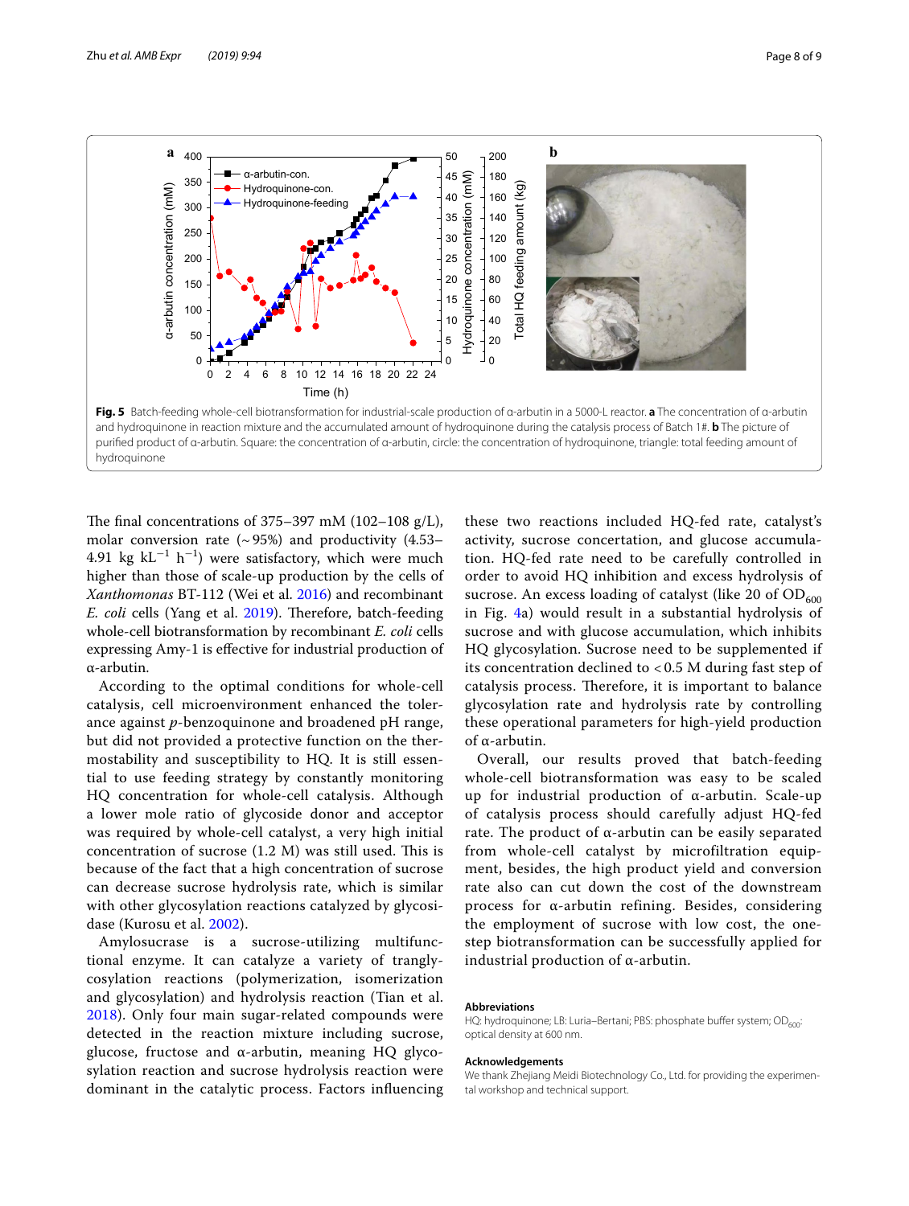Fig. 5 Batch-feeding whole-cell biotransformation for industrial-scale production of α-arbutin in a 5000-L reactor. **a** The concentration of α-arbutin and hydroquinone in reaction mixture and the accumulated amount of hydroquinone during the catalysis process of Batch 1#. **b** The picture of purified product of α-arbutin. Square: the concentration of α-arbutin, circle: the concentration of hydroquinone, triangle: total feeding amount of hydroquinone

The final concentrations of 375–397 mM (102–108 g/L), molar conversion rate (~ 95%) and productivity (4.53–4.91 kg $kL^{-1}$ $h^{-1}$) were satisfactory, which were much higher than those of scale-up production by the cells of *Xanthomonas* BT-112 (Wei et al. 2016) and recombinant *E. coli* cells (Yang et al. 2019). Therefore, batch-feeding whole-cell biotransformation by recombinant *E. coli* cells expressing Amy-1 is effective for industrial production of α-arbutin.

According to the optimal conditions for whole-cell catalysis, cell microenvironment enhanced the tolerance against *p*-benzoquinone and broadened pH range, but did not provided a protective function on the thermostability and susceptibility to HQ. It is still essential to use feeding strategy by constantly monitoring HQ concentration for whole-cell catalysis. Although a lower mole ratio of glycoside donor and acceptor was required by whole-cell catalyst, a very high initial concentration of sucrose (1.2 M) was still used. This is because of the fact that a high concentration of sucrose can decrease sucrose hydrolysis rate, which is similar with other glycosylation reactions catalyzed by glycosidase (Kurosu et al. 2002).

Amylosucrase is a sucrose-utilizing multifunctional enzyme. It can catalyze a variety of tranglycosylation reactions (polymerization, isomerization and glycosylation) and hydrolysis reaction (Tian et al. 2018). Only four main sugar-related compounds were detected in the reaction mixture including sucrose, glucose, fructose and α-arbutin, meaning HQ glycosylation reaction and sucrose hydrolysis reaction were dominant in the catalytic process. Factors influencing these two reactions included HQ-fed rate, catalyst's activity, sucrose concertation, and glucose accumulation. HQ-fed rate need to be carefully controlled in order to avoid HQ inhibition and excess hydrolysis of sucrose. An excess loading of catalyst (like 20 of $OD_{600}$ in Fig. 4a) would result in a substantial hydrolysis of sucrose and with glucose accumulation, which inhibits HQ glycosylation. Sucrose need to be supplemented if its concentration declined to < 0.5 M during fast step of catalysis process. Therefore, it is important to balance glycosylation rate and hydrolysis rate by controlling these operational parameters for high-yield production of α-arbutin.

Overall, our results proved that batch-feeding whole-cell biotransformation was easy to be scaled up for industrial production of α-arbutin. Scale-up of catalysis process should carefully adjust HQ-fed rate. The product of α-arbutin can be easily separated from whole-cell catalyst by microfiltration equipment, besides, the high product yield and conversion rate also can cut down the cost of the downstream process for α-arbutin refining. Besides, considering the employment of sucrose with low cost, the one-step biotransformation can be successfully applied for industrial production of α-arbutin.

### Abbreviations

HQ: hydroquinone; LB: Luria–Bertani; PBS: phosphate buffer system; $OD_{600}$: optical density at 600 nm.

### Acknowledgements

We thank Zhejiang Meidi Biotechnology Co., Ltd. for providing the experimental workshop and technical support.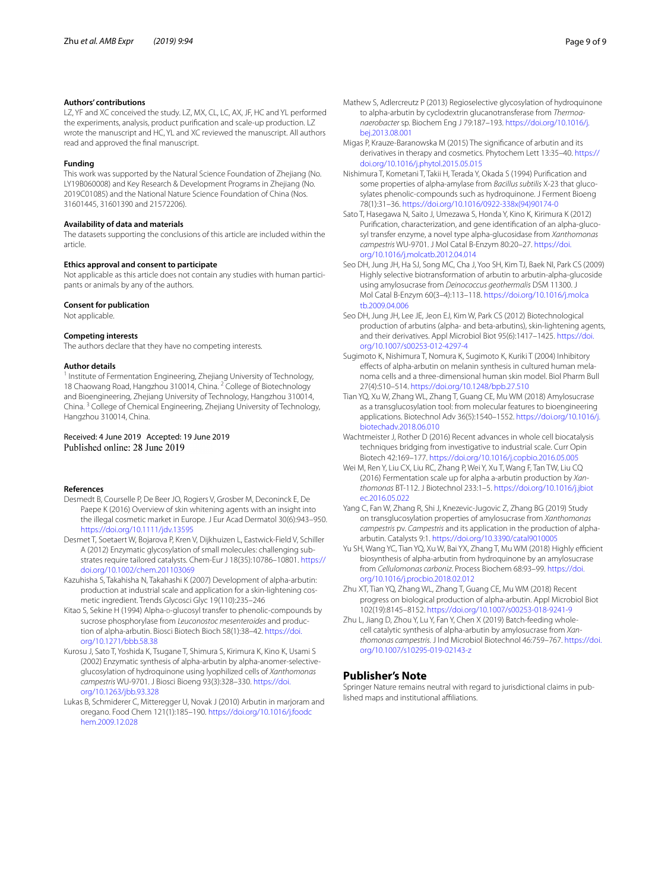### Authors' contributions

LZ, YF and XC conceived the study. LZ, MX, CL, LC, AX, JF, HC and YL performed the experiments, analysis, product purification and scale-up production. LZ wrote the manuscript and HC, YL and XC reviewed the manuscript. All authors read and approved the final manuscript.

### Funding

This work was supported by the Natural Science Foundation of Zhejiang (No. LY19B060008) and Key Research & Development Programs in Zhejiang (No. 2019C01085) and the National Nature Science Foundation of China (Nos. 31601445, 31601390 and 21572206).

### Availability of data and materials

The datasets supporting the conclusions of this article are included within the article.

### Ethics approval and consent to participate

Not applicable as this article does not contain any studies with human participants or animals by any of the authors.

### Consent for publication

Not applicable.

### Competing interests

The authors declare that they have no competing interests.

### Author details

[1] Institute of Fermentation Engineering, Zhejiang University of Technology, 18 Chaowang Road, Hangzhou 310014, China. [2] College of Biotechnology and Bioengineering, Zhejiang University of Technology, Hangzhou 310014, China. [3] College of Chemical Engineering, Zhejiang University of Technology, Hangzhou 310014, China.

Received: 4 June 2019 Accepted: 19 June 2019
Published online: 28 June 2019

### References

- Desmedt B, Courselle P, De Beer JO, Rogiers V, Grosber M, Deconinck E, De Paepe K (2016) Overview of skin whitening agents with an insight into the illegal cosmetic market in Europe. J Eur Acad Dermatol 30(6):943–950. https://doi.org/10.1111/jdv.13595
- Desmet T, Soetaert W, Bojarova P, Kren V, Dijkhuizen L, Eastwick-Field V, Schiller A (2012) Enzymatic glycosylation of small molecules: challenging substrates require tailored catalysts. Chem-Eur J 18(35):10786–10801. https://doi.org/10.1002/chem.201103069
- Kazuhisha S, Takahisha N, Takahashi K (2007) Development of alpha-arbutin: production at industrial scale and application for a skin-lightening cosmetic ingredient. Trends Glycosci Glyc 19(110):235–246
- Kitao S, Sekine H (1994) Alpha-D-glucosyl transfer to phenolic-compounds by sucrose phosphorylase from *Leuconostoc mesenteroides* and production of alpha-arbutin. Biosci Biotech Bioch 58(1):38–42. https://doi.org/10.1271/bbb.58.38
- Kurosu J, Sato T, Yoshida K, Tsugane T, Shimura S, Kirimura K, Kino K, Usami S (2002) Enzymatic synthesis of alpha-arbutin by alpha-anomer-selective-glucosylation of hydroquinone using lyophilized cells of *Xanthomonas campestris* WU-9701. J Biosci Bioeng 93(3):328–330. https://doi.org/10.1263/jbb.93.328
- Lukas B, Schmiderer C, Mitteregger U, Novak J (2010) Arbutin in marjoram and oregano. Food Chem 121(1):185–190. https://doi.org/10.1016/j.foodchem.2009.12.028
- Mathew S, Adlercreutz P (2013) Regioselective glycosylation of hydroquinone to alpha-arbutin by cyclodextrin glucanotransferase from *Thermoanaerobacter* sp. Biochem Eng J 79:187–193. https://doi.org/10.1016/j.bej.2013.08.001
- Migas P, Krauze-Baranowska M (2015) The significance of arbutin and its derivatives in therapy and cosmetics. Phytochem Lett 13:35–40. https://doi.org/10.1016/j.phytol.2015.05.015
- Nishimura T, Kometani T, Takii H, Terada Y, Okada S (1994) Purification and some properties of alpha-amylase from *Bacillus subtilis* X-23 that glucosylates phenolic-compounds such as hydroquinone. J Ferment Bioeng 78(1):31–36. https://doi.org/10.1016/0922-338x(94)90174-0
- Sato T, Hasegawa N, Saito J, Umezawa S, Honda Y, Kino K, Kirimura K (2012) Purification, characterization, and gene identification of an alpha-glucosyl transfer enzyme, a novel type alpha-glucosidase from *Xanthomonas campestris* WU-9701. J Mol Catal B-Enzym 80:20–27. https://doi.org/10.1016/j.molcatb.2012.04.014
- Seo DH, Jung JH, Ha SJ, Song MC, Cha J, Yoo SH, Kim TJ, Baek NI, Park CS (2009) Highly selective biotransformation of arbutin to arbutin-alpha-glucoside using amylosucrase from *Deinococcus geothermalis* DSM 11300. J Mol Catal B-Enzym 60(3–4):113–118. https://doi.org/10.1016/j.molcatb.2009.04.006
- Seo DH, Jung JH, Lee JE, Jeon EJ, Kim W, Park CS (2012) Biotechnological production of arbutins (alpha- and beta-arbutins), skin-lightening agents, and their derivatives. Appl Microbiol Biot 95(6):1417–1425. https://doi.org/10.1007/s00253-012-4297-4
- Sugimoto K, Nishimura T, Nomura K, Sugimoto K, Kuriki T (2004) Inhibitory effects of alpha-arbutin on melanin synthesis in cultured human melanoma cells and a three-dimensional human skin model. Biol Pharm Bull 27(4):510–514. https://doi.org/10.1248/bpb.27.510
- Tian YQ, Xu W, Zhang WL, Zhang T, Guang CE, Mu WM (2018) Amylosucrase as a transglucosylation tool: from molecular features to bioengineering applications. Biotechnol Adv 36(5):1540–1552. https://doi.org/10.1016/j.biotechadv.2018.06.010
- Wachtmeister J, Rother D (2016) Recent advances in whole cell biocatalysis techniques bridging from investigative to industrial scale. Curr Opin Biotech 42:169–177. https://doi.org/10.1016/j.copbio.2016.05.005
- Wei M, Ren Y, Liu CX, Liu RC, Zhang P, Wei Y, Xu T, Wang F, Tan TW, Liu CQ (2016) Fermentation scale up for alpha a-arbutin production by *Xanthomonas* BT-112. J Biotechnol 233:1–5. https://doi.org/10.1016/j.jbiotec.2016.05.022
- Yang C, Fan W, Zhang R, Shi J, Knezevic-Jugovic Z, Zhang BG (2019) Study on transglucosylation properties of amylosucrase from *Xanthomonas campestris* pv. *Campestris* and its application in the production of alpha-arbutin. Catalysts 9:1. https://doi.org/10.3390/catal9010005
- Yu SH, Wang YC, Tian YQ, Xu W, Bai YX, Zhang T, Mu WM (2018) Highly efficient biosynthesis of alpha-arbutin from hydroquinone by an amylosucrase from *Cellulomonas carboniz*. Process Biochem 68:93–99. https://doi.org/10.1016/j.procbio.2018.02.012
- Zhu XT, Tian YQ, Zhang WL, Zhang T, Guang CE, Mu WM (2018) Recent progress on biological production of alpha-arbutin. Appl Microbiol Biot 102(19):8145–8152. https://doi.org/10.1007/s00253-018-9241-9
- Zhu L, Jiang D, Zhou Y, Lu Y, Fan Y, Chen X (2019) Batch-feeding whole-cell catalytic synthesis of alpha-arbutin by amylosucrase from *Xanthomonas campestris*. J Ind Microbiol Biotechnol 46:759–767. https://doi.org/10.1007/s10295-019-02143-z

## Publisher's Note

Springer Nature remains neutral with regard to jurisdictional claims in published maps and institutional affiliations.